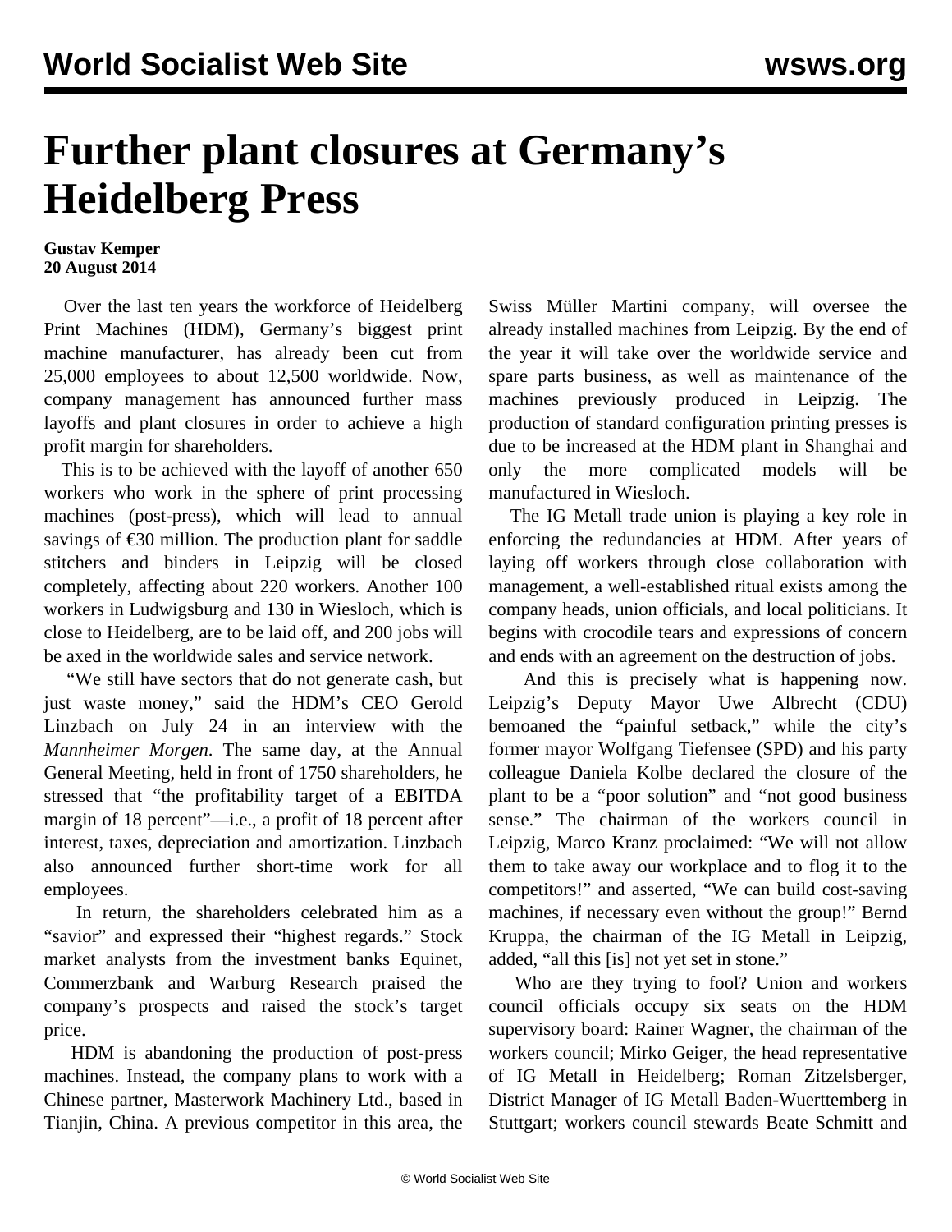# Further plant closures at Germany's Heidelberg Press

**Gustav Kemper**
**20 August 2014**

Over the last ten years the workforce of Heidelberg Print Machines (HDM), Germany's biggest print machine manufacturer, has already been cut from 25,000 employees to about 12,500 worldwide. Now, company management has announced further mass layoffs and plant closures in order to achieve a high profit margin for shareholders.

This is to be achieved with the layoff of another 650 workers who work in the sphere of print processing machines (post-press), which will lead to annual savings of €30 million. The production plant for saddle stitchers and binders in Leipzig will be closed completely, affecting about 220 workers. Another 100 workers in Ludwigsburg and 130 in Wiesloch, which is close to Heidelberg, are to be laid off, and 200 jobs will be axed in the worldwide sales and service network.

"We still have sectors that do not generate cash, but just waste money," said the HDM's CEO Gerold Linzbach on July 24 in an interview with the *Mannheimer Morgen*. The same day, at the Annual General Meeting, held in front of 1750 shareholders, he stressed that "the profitability target of a EBITDA margin of 18 percent"—i.e., a profit of 18 percent after interest, taxes, depreciation and amortization. Linzbach also announced further short-time work for all employees.

In return, the shareholders celebrated him as a "savior" and expressed their "highest regards." Stock market analysts from the investment banks Equinet, Commerzbank and Warburg Research praised the company's prospects and raised the stock's target price.

HDM is abandoning the production of post-press machines. Instead, the company plans to work with a Chinese partner, Masterwork Machinery Ltd., based in Tianjin, China. A previous competitor in this area, the Swiss Müller Martini company, will oversee the already installed machines from Leipzig. By the end of the year it will take over the worldwide service and spare parts business, as well as maintenance of the machines previously produced in Leipzig. The production of standard configuration printing presses is due to be increased at the HDM plant in Shanghai and only the more complicated models will be manufactured in Wiesloch.

The IG Metall trade union is playing a key role in enforcing the redundancies at HDM. After years of laying off workers through close collaboration with management, a well-established ritual exists among the company heads, union officials, and local politicians. It begins with crocodile tears and expressions of concern and ends with an agreement on the destruction of jobs.

And this is precisely what is happening now. Leipzig's Deputy Mayor Uwe Albrecht (CDU) bemoaned the "painful setback," while the city's former mayor Wolfgang Tiefensee (SPD) and his party colleague Daniela Kolbe declared the closure of the plant to be a "poor solution" and "not good business sense." The chairman of the workers council in Leipzig, Marco Kranz proclaimed: "We will not allow them to take away our workplace and to flog it to the competitors!" and asserted, "We can build cost-saving machines, if necessary even without the group!" Bernd Kruppa, the chairman of the IG Metall in Leipzig, added, "all this [is] not yet set in stone."

Who are they trying to fool? Union and workers council officials occupy six seats on the HDM supervisory board: Rainer Wagner, the chairman of the workers council; Mirko Geiger, the head representative of IG Metall in Heidelberg; Roman Zitzelsberger, District Manager of IG Metall Baden-Wuerttemberg in Stuttgart; workers council stewards Beate Schmitt and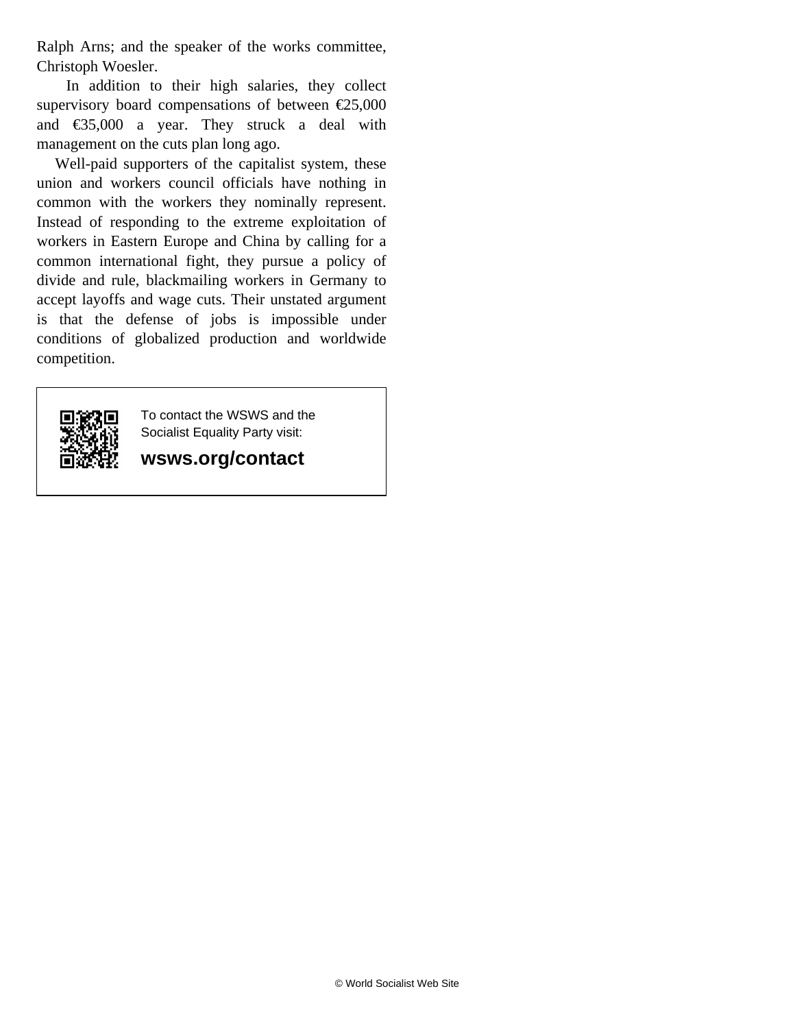Ralph Arns; and the speaker of the works committee, Christoph Woesler.

In addition to their high salaries, they collect supervisory board compensations of between €25,000 and €35,000 a year. They struck a deal with management on the cuts plan long ago.

Well-paid supporters of the capitalist system, these union and workers council officials have nothing in common with the workers they nominally represent. Instead of responding to the extreme exploitation of workers in Eastern Europe and China by calling for a common international fight, they pursue a policy of divide and rule, blackmailing workers in Germany to accept layoffs and wage cuts. Their unstated argument is that the defense of jobs is impossible under conditions of globalized production and worldwide competition.

To contact the WSWS and the Socialist Equality Party visit:

**wsws.org/contact**